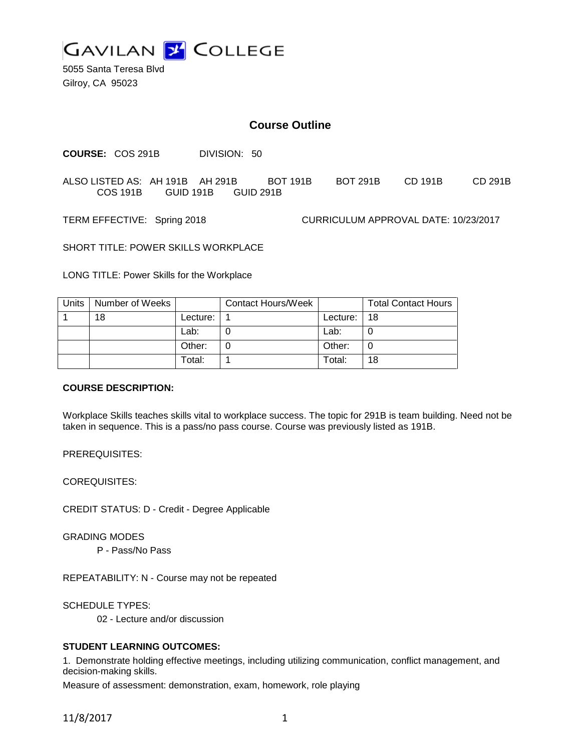GAVILAN COLLEGE

5055 Santa Teresa Blvd
Gilroy, CA 95023

# Course Outline

**COURSE:** COS 291B DIVISION: 50

ALSO LISTED AS: AH 191B AH 291B BOT 191B BOT 291B CD 191B CD 291B COS 191B GUID 191B GUID 291B

TERM EFFECTIVE: Spring 2018 CURRICULUM APPROVAL DATE: 10/23/2017

SHORT TITLE: POWER SKILLS WORKPLACE

LONG TITLE: Power Skills for the Workplace

| Units | Number of Weeks | | Contact Hours/Week | | Total Contact Hours |
|---|---|---|---|---|---|
| 1 | 18 | Lecture: | 1 | Lecture: | 18 |
| | | Lab: | 0 | Lab: | 0 |
| | | Other: | 0 | Other: | 0 |
| | | Total: | 1 | Total: | 18 |

**COURSE DESCRIPTION:**

Workplace Skills teaches skills vital to workplace success. The topic for 291B is team building. Need not be taken in sequence. This is a pass/no pass course. Course was previously listed as 191B.

PREREQUISITES:

COREQUISITES:

CREDIT STATUS: D - Credit - Degree Applicable

GRADING MODES

P - Pass/No Pass

REPEATABILITY: N - Course may not be repeated

SCHEDULE TYPES:

02 - Lecture and/or discussion

**STUDENT LEARNING OUTCOMES:**

1. Demonstrate holding effective meetings, including utilizing communication, conflict management, and decision-making skills.

Measure of assessment: demonstration, exam, homework, role playing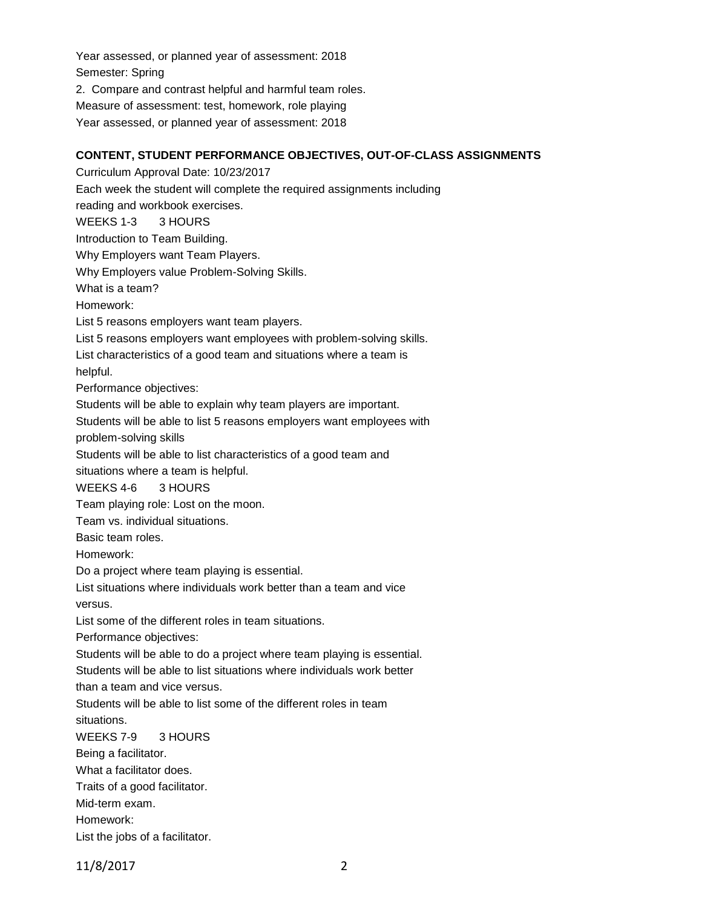Year assessed, or planned year of assessment: 2018
Semester: Spring

2. Compare and contrast helpful and harmful team roles.

Measure of assessment: test, homework, role playing
Year assessed, or planned year of assessment: 2018

**CONTENT, STUDENT PERFORMANCE OBJECTIVES, OUT-OF-CLASS ASSIGNMENTS**

Curriculum Approval Date: 10/23/2017

Each week the student will complete the required assignments including reading and workbook exercises.

WEEKS 1-3 3 HOURS

Introduction to Team Building.
Why Employers want Team Players.
Why Employers value Problem-Solving Skills.
What is a team?

Homework:
List 5 reasons employers want team players.
List 5 reasons employers want employees with problem-solving skills.
List characteristics of a good team and situations where a team is helpful.

Performance objectives:
Students will be able to explain why team players are important.
Students will be able to list 5 reasons employers want employees with problem-solving skills
Students will be able to list characteristics of a good team and situations where a team is helpful.

WEEKS 4-6 3 HOURS

Team playing role: Lost on the moon.
Team vs. individual situations.
Basic team roles.

Homework:
Do a project where team playing is essential.
List situations where individuals work better than a team and vice versus.
List some of the different roles in team situations.

Performance objectives:
Students will be able to do a project where team playing is essential.
Students will be able to list situations where individuals work better than a team and vice versus.
Students will be able to list some of the different roles in team situations.

WEEKS 7-9 3 HOURS

Being a facilitator.
What a facilitator does.
Traits of a good facilitator.
Mid-term exam.

Homework:
List the jobs of a facilitator.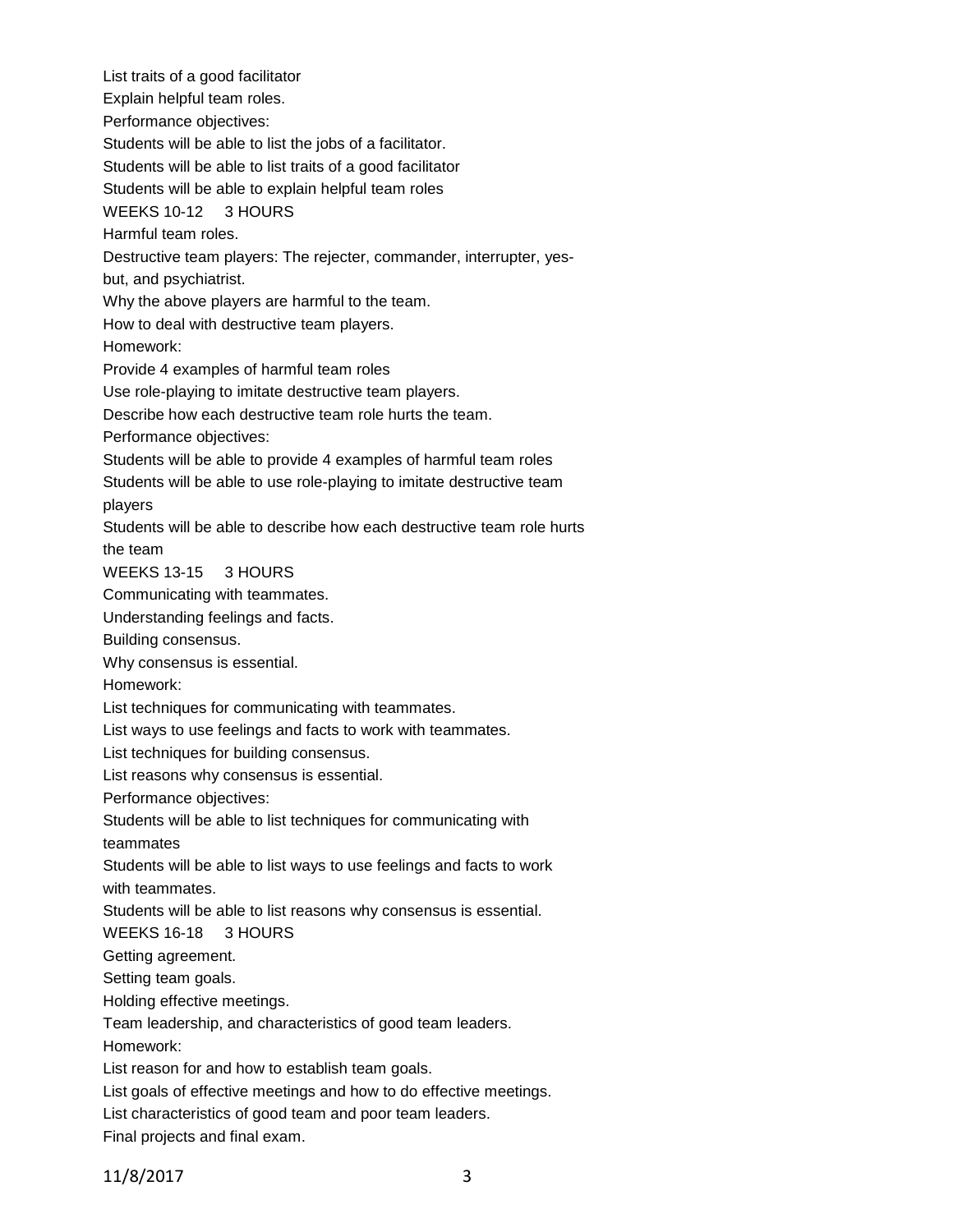List traits of a good facilitator

Explain helpful team roles.

Performance objectives:

Students will be able to list the jobs of a facilitator.

Students will be able to list traits of a good facilitator

Students will be able to explain helpful team roles

WEEKS 10-12 3 HOURS

Harmful team roles.

Destructive team players: The rejecter, commander, interrupter, yes-but, and psychiatrist.

Why the above players are harmful to the team.

How to deal with destructive team players.

Homework:

Provide 4 examples of harmful team roles

Use role-playing to imitate destructive team players.

Describe how each destructive team role hurts the team.

Performance objectives:

Students will be able to provide 4 examples of harmful team roles

Students will be able to use role-playing to imitate destructive team players

Students will be able to describe how each destructive team role hurts the team

WEEKS 13-15 3 HOURS

Communicating with teammates.

Understanding feelings and facts.

Building consensus.

Why consensus is essential.

Homework:

List techniques for communicating with teammates.

List ways to use feelings and facts to work with teammates.

List techniques for building consensus.

List reasons why consensus is essential.

Performance objectives:

Students will be able to list techniques for communicating with teammates

Students will be able to list ways to use feelings and facts to work with teammates.

Students will be able to list reasons why consensus is essential.

WEEKS 16-18 3 HOURS

Getting agreement.

Setting team goals.

Holding effective meetings.

Team leadership, and characteristics of good team leaders.

Homework:

List reason for and how to establish team goals.

List goals of effective meetings and how to do effective meetings.

List characteristics of good team and poor team leaders.

Final projects and final exam.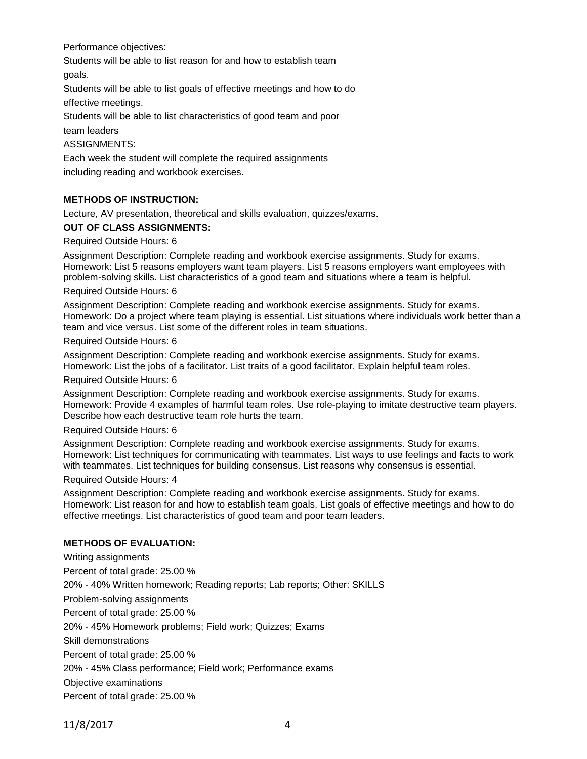Performance objectives:

Students will be able to list reason for and how to establish team goals.

Students will be able to list goals of effective meetings and how to do effective meetings.

Students will be able to list characteristics of good team and poor team leaders

ASSIGNMENTS:

Each week the student will complete the required assignments including reading and workbook exercises.

**METHODS OF INSTRUCTION:**

Lecture, AV presentation, theoretical and skills evaluation, quizzes/exams.

**OUT OF CLASS ASSIGNMENTS:**

Required Outside Hours: 6

Assignment Description: Complete reading and workbook exercise assignments. Study for exams. Homework: List 5 reasons employers want team players. List 5 reasons employers want employees with problem-solving skills. List characteristics of a good team and situations where a team is helpful.

Required Outside Hours: 6

Assignment Description: Complete reading and workbook exercise assignments. Study for exams. Homework: Do a project where team playing is essential. List situations where individuals work better than a team and vice versus. List some of the different roles in team situations.

Required Outside Hours: 6

Assignment Description: Complete reading and workbook exercise assignments. Study for exams. Homework: List the jobs of a facilitator. List traits of a good facilitator. Explain helpful team roles.

Required Outside Hours: 6

Assignment Description: Complete reading and workbook exercise assignments. Study for exams. Homework: Provide 4 examples of harmful team roles. Use role-playing to imitate destructive team players. Describe how each destructive team role hurts the team.

Required Outside Hours: 6

Assignment Description: Complete reading and workbook exercise assignments. Study for exams. Homework: List techniques for communicating with teammates. List ways to use feelings and facts to work with teammates. List techniques for building consensus. List reasons why consensus is essential.

Required Outside Hours: 4

Assignment Description: Complete reading and workbook exercise assignments. Study for exams. Homework: List reason for and how to establish team goals. List goals of effective meetings and how to do effective meetings. List characteristics of good team and poor team leaders.

**METHODS OF EVALUATION:**

Writing assignments

Percent of total grade: 25.00 %

20% - 40% Written homework; Reading reports; Lab reports; Other: SKILLS

Problem-solving assignments

Percent of total grade: 25.00 %

20% - 45% Homework problems; Field work; Quizzes; Exams

Skill demonstrations

Percent of total grade: 25.00 %

20% - 45% Class performance; Field work; Performance exams

Objective examinations

Percent of total grade: 25.00 %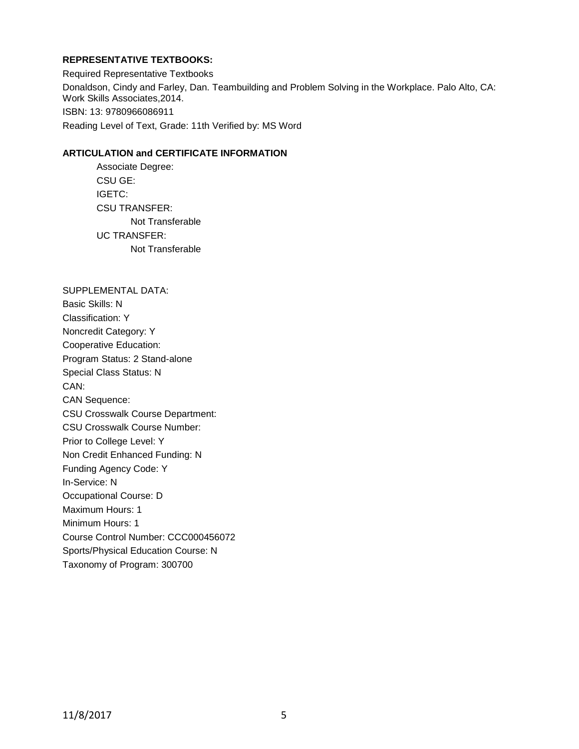**REPRESENTATIVE TEXTBOOKS:**

Required Representative Textbooks

Donaldson, Cindy and Farley, Dan. Teambuilding and Problem Solving in the Workplace. Palo Alto, CA: Work Skills Associates,2014.

ISBN: 13: 9780966086911

Reading Level of Text, Grade: 11th Verified by: MS Word

**ARTICULATION and CERTIFICATE INFORMATION**

Associate Degree:
CSU GE:
IGETC:
CSU TRANSFER:
  Not Transferable
UC TRANSFER:
  Not Transferable

SUPPLEMENTAL DATA:
Basic Skills: N
Classification: Y
Noncredit Category: Y
Cooperative Education:
Program Status: 2 Stand-alone
Special Class Status: N
CAN:
CAN Sequence:
CSU Crosswalk Course Department:
CSU Crosswalk Course Number:
Prior to College Level: Y
Non Credit Enhanced Funding: N
Funding Agency Code: Y
In-Service: N
Occupational Course: D
Maximum Hours: 1
Minimum Hours: 1
Course Control Number: CCC000456072
Sports/Physical Education Course: N
Taxonomy of Program: 300700